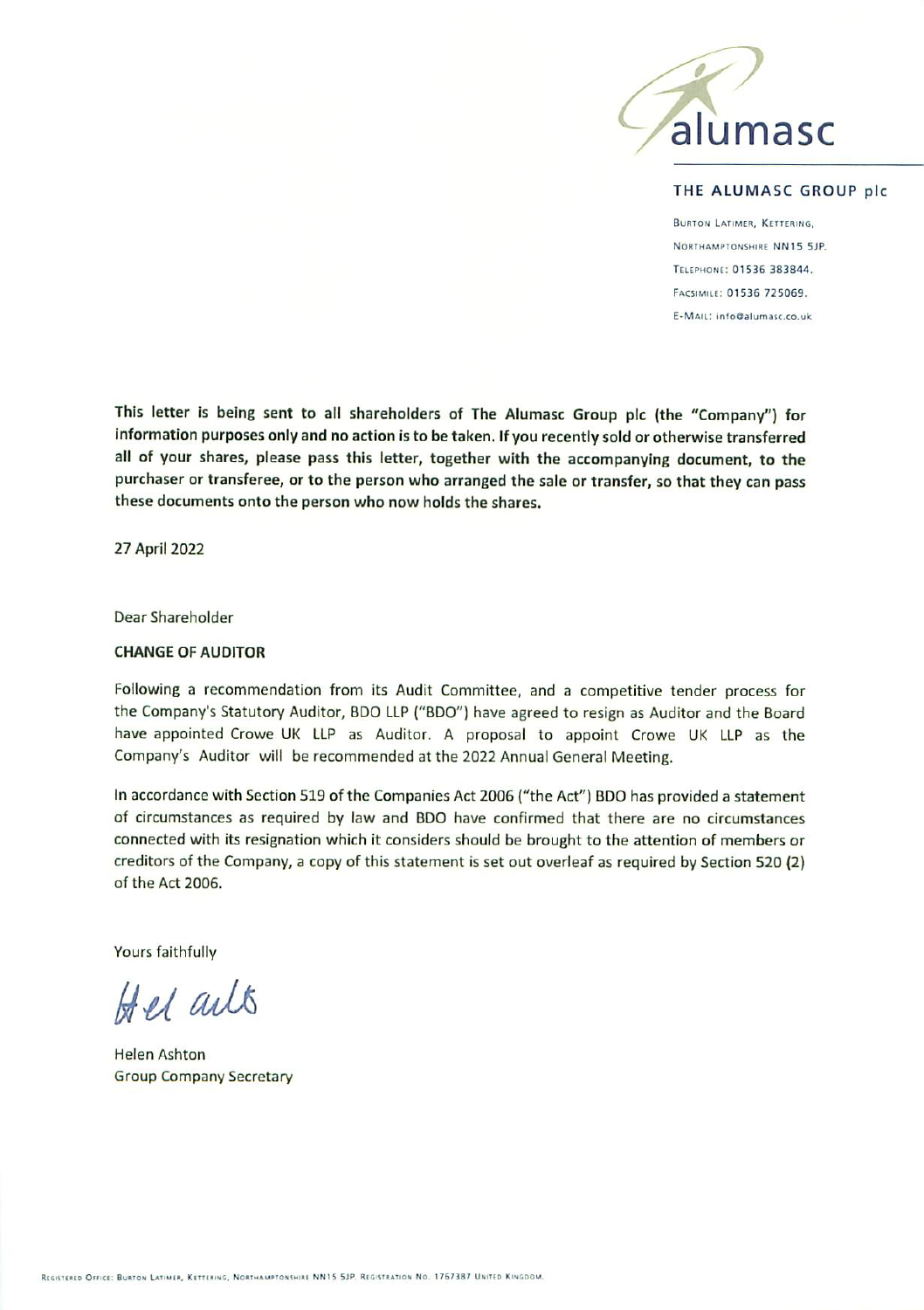alumasc

**THE ALUMASC GROUP plc**

BURTON LATIMER, KETTERING,
NORTHAMPTONSHIRE NN15 5JP.
TELEPHONE: 01536 383844.
FACSIMILE: 01536 725069.
E-MAIL: info@alumasc.co.uk

**This letter is being sent to all shareholders of The Alumasc Group plc (the "Company") for information purposes only and no action is to be taken. If you recently sold or otherwise transferred all of your shares, please pass this letter, together with the accompanying document, to the purchaser or transferee, or to the person who arranged the sale or transfer, so that they can pass these documents onto the person who now holds the shares.**

27 April 2022

Dear Shareholder

**CHANGE OF AUDITOR**

Following a recommendation from its Audit Committee, and a competitive tender process for the Company's Statutory Auditor, BDO LLP ("BDO") have agreed to resign as Auditor and the Board have appointed Crowe UK LLP as Auditor. A proposal to appoint Crowe UK LLP as the Company's Auditor will be recommended at the 2022 Annual General Meeting.

In accordance with Section 519 of the Companies Act 2006 ("the Act") BDO has provided a statement of circumstances as required by law and BDO have confirmed that there are no circumstances connected with its resignation which it considers should be brought to the attention of members or creditors of the Company, a copy of this statement is set out overleaf as required by Section 520 (2) of the Act 2006.

Yours faithfully

Helen Ashton
Group Company Secretary

REGISTERED OFFICE: BURTON LATIMER, KETTERING, NORTHAMPTONSHIRE NN15 5JP. REGISTRATION NO. 1767387 UNITED KINGDOM.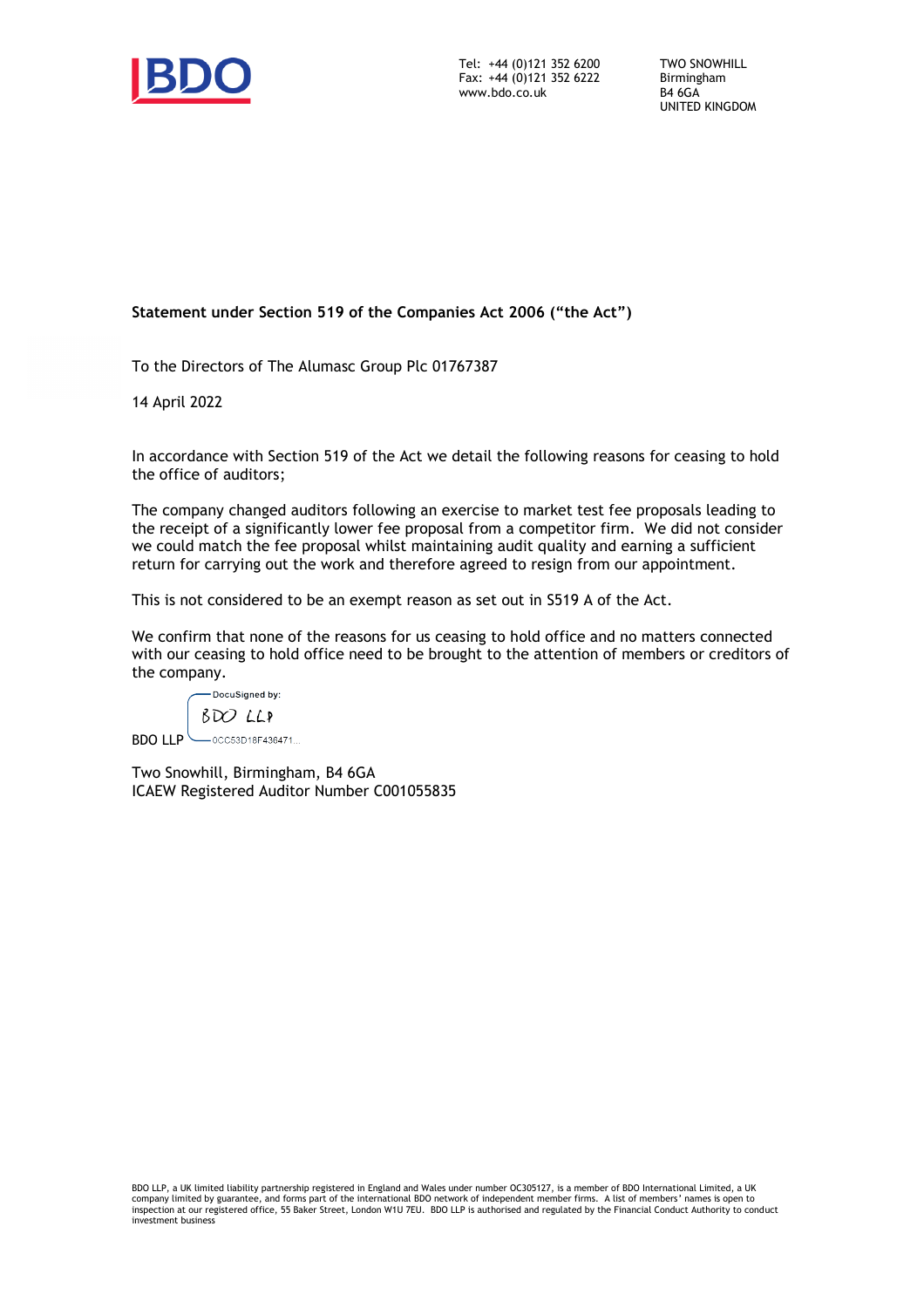Tel: +44 (0)121 352 6200
Fax: +44 (0)121 352 6222
www.bdo.co.uk

TWO SNOWHILL
Birmingham
B4 6GA
UNITED KINGDOM

**Statement under Section 519 of the Companies Act 2006 ("the Act")**

To the Directors of The Alumasc Group Plc 01767387

14 April 2022

In accordance with Section 519 of the Act we detail the following reasons for ceasing to hold the office of auditors;

The company changed auditors following an exercise to market test fee proposals leading to the receipt of a significantly lower fee proposal from a competitor firm. We did not consider we could match the fee proposal whilst maintaining audit quality and earning a sufficient return for carrying out the work and therefore agreed to resign from our appointment.

This is not considered to be an exempt reason as set out in S519 A of the Act.

We confirm that none of the reasons for us ceasing to hold office and no matters connected with our ceasing to hold office need to be brought to the attention of members or creditors of the company.

DocuSigned by:
BDO LLP
0CC53D18F436471...

BDO LLP

Two Snowhill, Birmingham, B4 6GA
ICAEW Registered Auditor Number C001055835

BDO LLP, a UK limited liability partnership registered in England and Wales under number OC305127, is a member of BDO International Limited, a UK company limited by guarantee, and forms part of the international BDO network of independent member firms. A list of members' names is open to inspection at our registered office, 55 Baker Street, London W1U 7EU. BDO LLP is authorised and regulated by the Financial Conduct Authority to conduct investment business